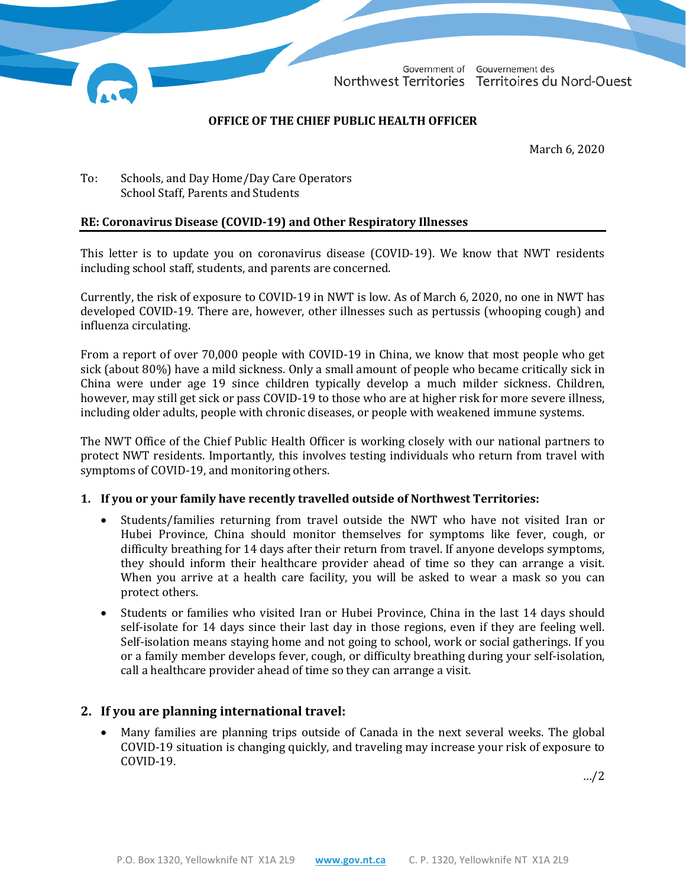Government of Northwest Territories Gouvernement des Territoires du Nord-Ouest

**OFFICE OF THE CHIEF PUBLIC HEALTH OFFICER**

March 6, 2020

To: Schools, and Day Home/Day Care Operators
School Staff, Parents and Students

**RE: Coronavirus Disease (COVID-19) and Other Respiratory Illnesses**

This letter is to update you on coronavirus disease (COVID-19). We know that NWT residents including school staff, students, and parents are concerned.

Currently, the risk of exposure to COVID-19 in NWT is low. As of March 6, 2020, no one in NWT has developed COVID-19. There are, however, other illnesses such as pertussis (whooping cough) and influenza circulating.

From a report of over 70,000 people with COVID-19 in China, we know that most people who get sick (about 80%) have a mild sickness. Only a small amount of people who became critically sick in China were under age 19 since children typically develop a much milder sickness. Children, however, may still get sick or pass COVID-19 to those who are at higher risk for more severe illness, including older adults, people with chronic diseases, or people with weakened immune systems.

The NWT Office of the Chief Public Health Officer is working closely with our national partners to protect NWT residents. Importantly, this involves testing individuals who return from travel with symptoms of COVID-19, and monitoring others.

**1. If you or your family have recently travelled outside of Northwest Territories:**

- Students/families returning from travel outside the NWT who have not visited Iran or Hubei Province, China should monitor themselves for symptoms like fever, cough, or difficulty breathing for 14 days after their return from travel. If anyone develops symptoms, they should inform their healthcare provider ahead of time so they can arrange a visit. When you arrive at a health care facility, you will be asked to wear a mask so you can protect others.
- Students or families who visited Iran or Hubei Province, China in the last 14 days should self-isolate for 14 days since their last day in those regions, even if they are feeling well. Self-isolation means staying home and not going to school, work or social gatherings. If you or a family member develops fever, cough, or difficulty breathing during your self-isolation, call a healthcare provider ahead of time so they can arrange a visit.

## 2. If you are planning international travel:

- Many families are planning trips outside of Canada in the next several weeks. The global COVID-19 situation is changing quickly, and traveling may increase your risk of exposure to COVID-19.

.../2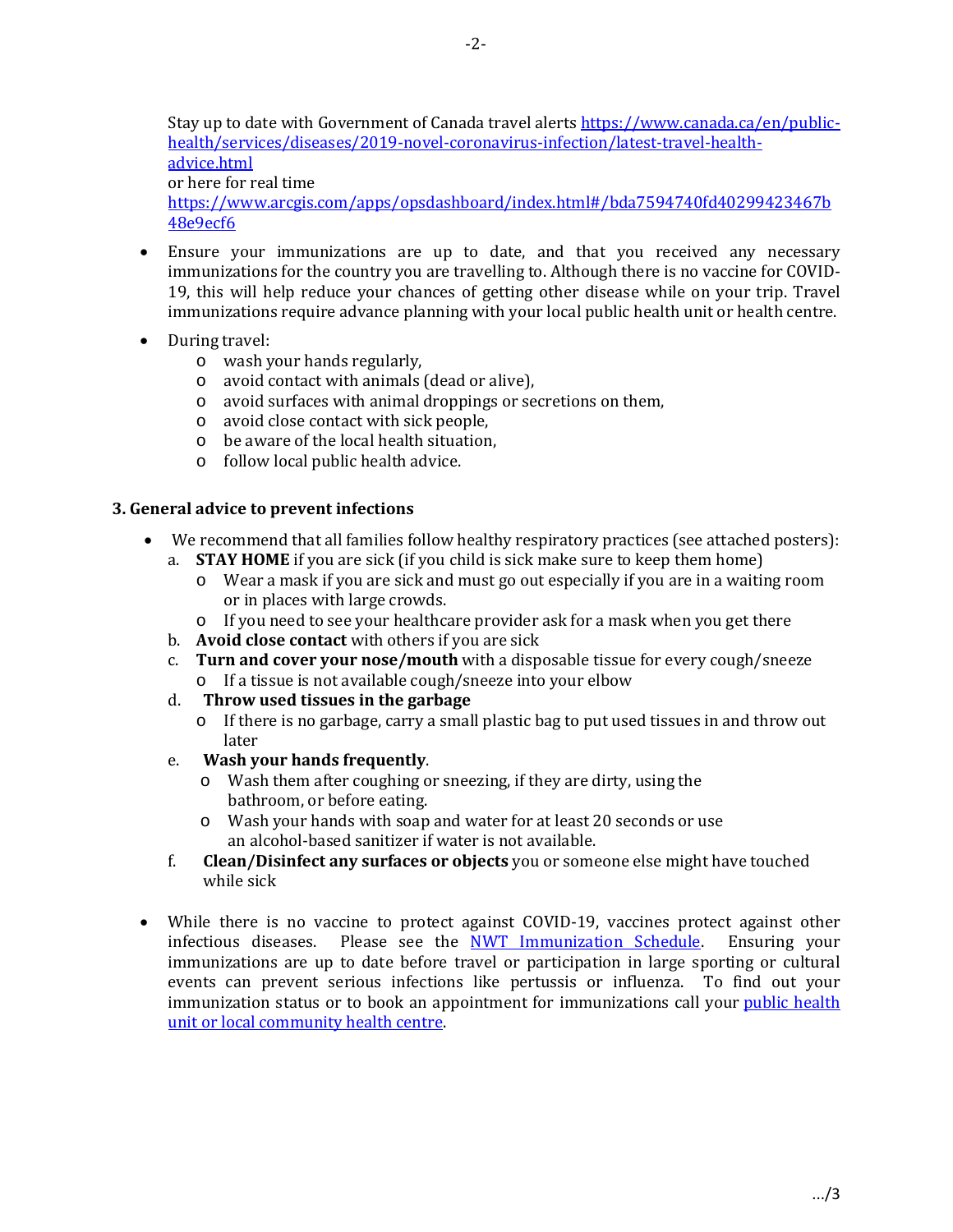Stay up to date with Government of Canada travel alerts [https://www.canada.ca/en/public-health/services/diseases/2019-novel-coronavirus-infection/latest-travel-health-advice.html](https://www.canada.ca/en/public-health/services/diseases/2019-novel-coronavirus-infection/latest-travel-health-advice.html)
or here for real time
[https://www.arcgis.com/apps/opsdashboard/index.html#/bda7594740fd40299423467b48e9ecf6](https://www.arcgis.com/apps/opsdashboard/index.html#/bda7594740fd40299423467b48e9ecf6)

- Ensure your immunizations are up to date, and that you received any necessary immunizations for the country you are travelling to. Although there is no vaccine for COVID-19, this will help reduce your chances of getting other disease while on your trip. Travel immunizations require advance planning with your local public health unit or health centre.
- During travel:
  - wash your hands regularly,
  - avoid contact with animals (dead or alive),
  - avoid surfaces with animal droppings or secretions on them,
  - avoid close contact with sick people,
  - be aware of the local health situation,
  - follow local public health advice.

### 3. General advice to prevent infections

- We recommend that all families follow healthy respiratory practices (see attached posters):
  a. **STAY HOME** if you are sick (if you child is sick make sure to keep them home)
     - Wear a mask if you are sick and must go out especially if you are in a waiting room or in places with large crowds.
     - If you need to see your healthcare provider ask for a mask when you get there
  b. **Avoid close contact** with others if you are sick
  c. **Turn and cover your nose/mouth** with a disposable tissue for every cough/sneeze
     - If a tissue is not available cough/sneeze into your elbow
  d. **Throw used tissues in the garbage**
     - If there is no garbage, carry a small plastic bag to put used tissues in and throw out later
  e. **Wash your hands frequently**.
     - Wash them after coughing or sneezing, if they are dirty, using the bathroom, or before eating.
     - Wash your hands with soap and water for at least 20 seconds or use an alcohol-based sanitizer if water is not available.
  f. **Clean/Disinfect any surfaces or objects** you or someone else might have touched while sick

- While there is no vaccine to protect against COVID-19, vaccines protect against other infectious diseases. Please see the NWT Immunization Schedule. Ensuring your immunizations are up to date before travel or participation in large sporting or cultural events can prevent serious infections like pertussis or influenza. To find out your immunization status or to book an appointment for immunizations call your public health unit or local community health centre.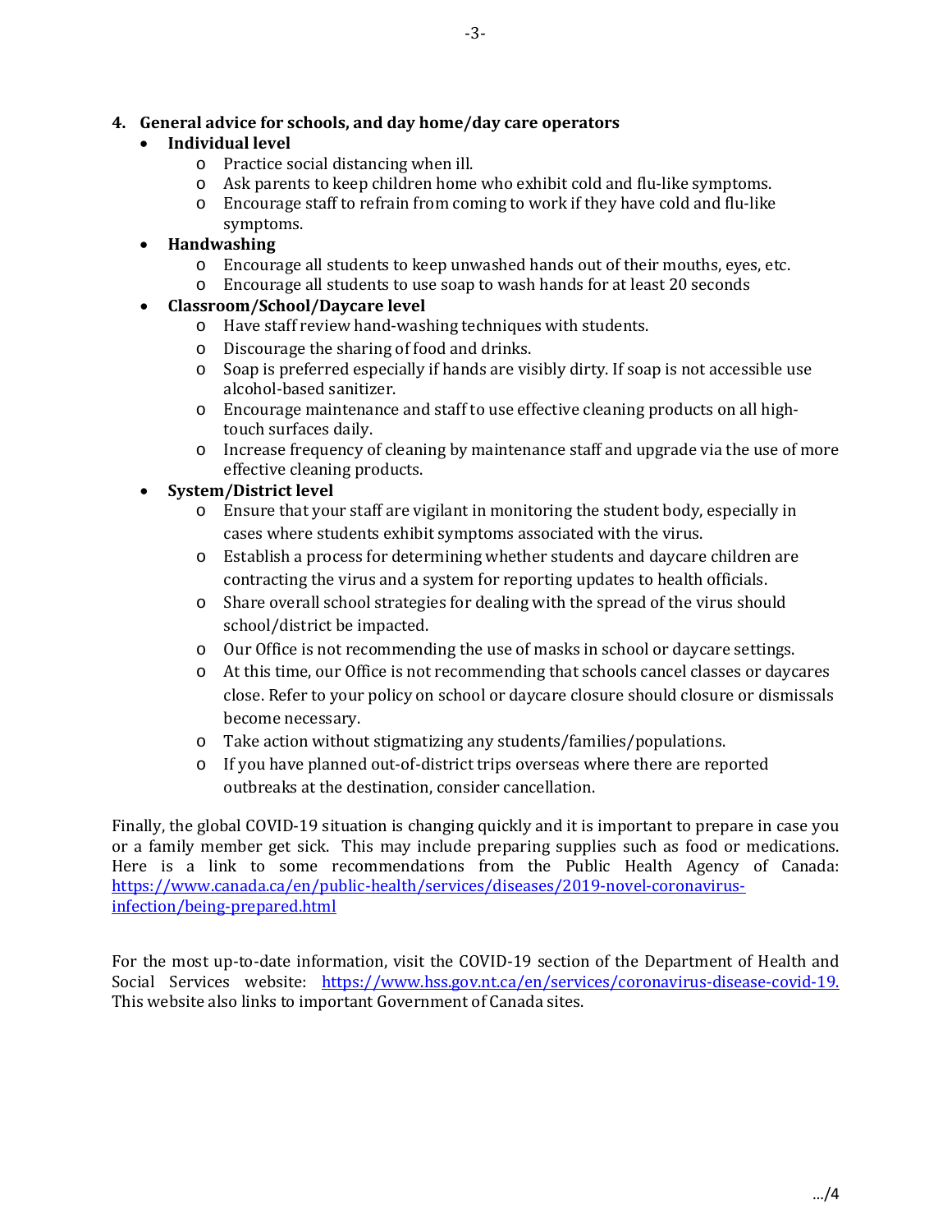## 4. General advice for schools, and day home/day care operators

- **Individual level**
  - Practice social distancing when ill.
  - Ask parents to keep children home who exhibit cold and flu-like symptoms.
  - Encourage staff to refrain from coming to work if they have cold and flu-like symptoms.
- **Handwashing**
  - Encourage all students to keep unwashed hands out of their mouths, eyes, etc.
  - Encourage all students to use soap to wash hands for at least 20 seconds
- **Classroom/School/Daycare level**
  - Have staff review hand-washing techniques with students.
  - Discourage the sharing of food and drinks.
  - Soap is preferred especially if hands are visibly dirty. If soap is not accessible use alcohol-based sanitizer.
  - Encourage maintenance and staff to use effective cleaning products on all high-touch surfaces daily.
  - Increase frequency of cleaning by maintenance staff and upgrade via the use of more effective cleaning products.
- **System/District level**
  - Ensure that your staff are vigilant in monitoring the student body, especially in cases where students exhibit symptoms associated with the virus.
  - Establish a process for determining whether students and daycare children are contracting the virus and a system for reporting updates to health officials.
  - Share overall school strategies for dealing with the spread of the virus should school/district be impacted.
  - Our Office is not recommending the use of masks in school or daycare settings.
  - At this time, our Office is not recommending that schools cancel classes or daycares close. Refer to your policy on school or daycare closure should closure or dismissals become necessary.
  - Take action without stigmatizing any students/families/populations.
  - If you have planned out-of-district trips overseas where there are reported outbreaks at the destination, consider cancellation.

Finally, the global COVID-19 situation is changing quickly and it is important to prepare in case you or a family member get sick. This may include preparing supplies such as food or medications. Here is a link to some recommendations from the Public Health Agency of Canada: https://www.canada.ca/en/public-health/services/diseases/2019-novel-coronavirus-infection/being-prepared.html

For the most up-to-date information, visit the COVID-19 section of the Department of Health and Social Services website: https://www.hss.gov.nt.ca/en/services/coronavirus-disease-covid-19. This website also links to important Government of Canada sites.

.../4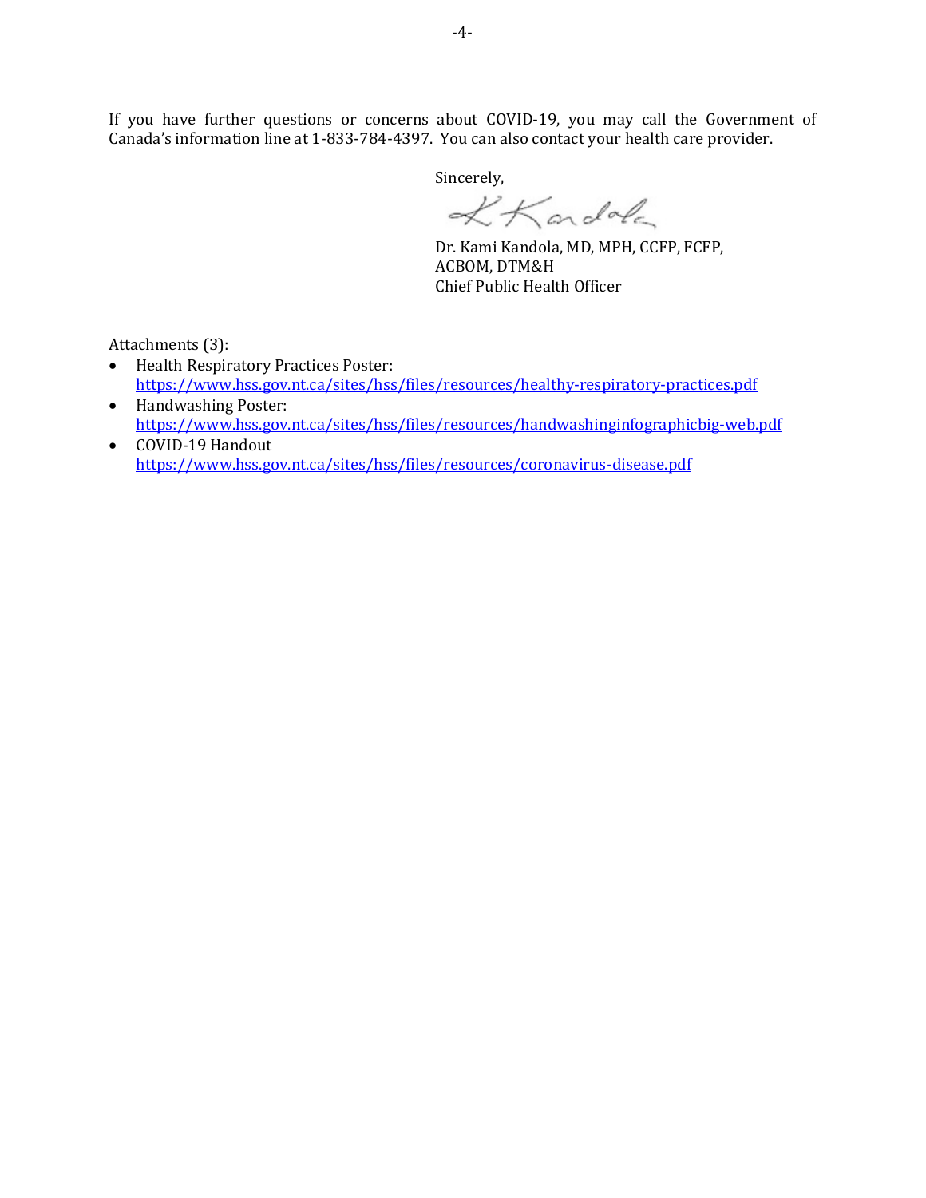If you have further questions or concerns about COVID-19, you may call the Government of Canada's information line at 1-833-784-4397. You can also contact your health care provider.

Sincerely,

Dr. Kami Kandola, MD, MPH, CCFP, FCFP, ACBOM, DTM&H
Chief Public Health Officer

Attachments (3):

- Health Respiratory Practices Poster: https://www.hss.gov.nt.ca/sites/hss/files/resources/healthy-respiratory-practices.pdf
- Handwashing Poster: https://www.hss.gov.nt.ca/sites/hss/files/resources/handwashinginfographicbig-web.pdf
- COVID-19 Handout https://www.hss.gov.nt.ca/sites/hss/files/resources/coronavirus-disease.pdf